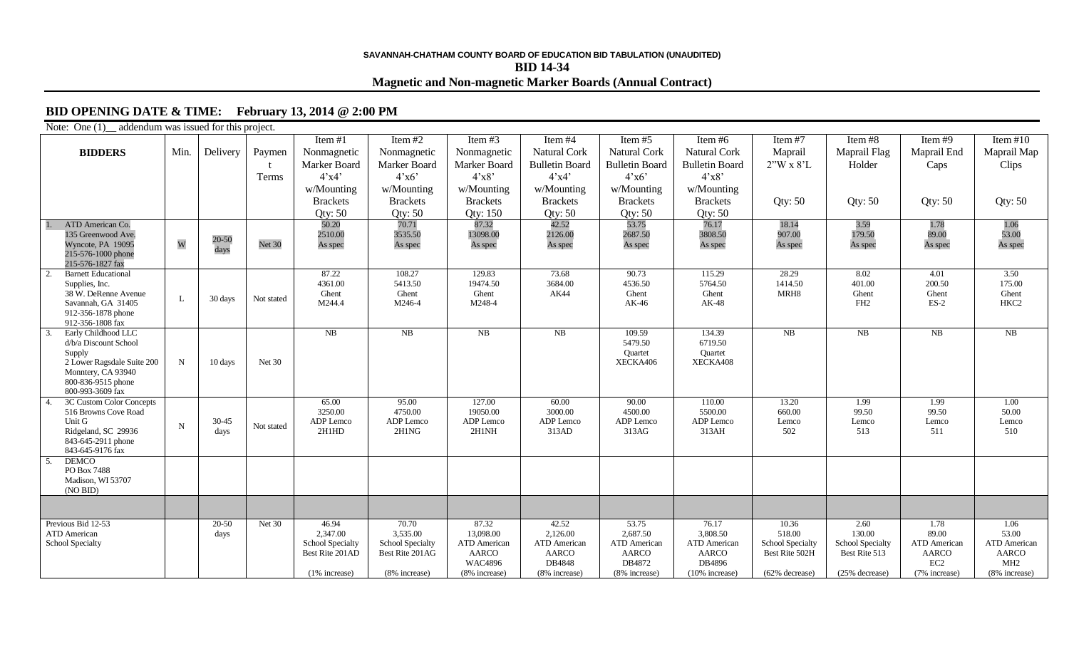**SAVANNAH-CHATHAM COUNTY BOARD OF EDUCATION BID TABULATION (UNAUDITED)**

**BID 14-34**

**Magnetic and Non-magnetic Marker Boards (Annual Contract)**

## BID OPENING DATE & TIME: February 13, 2014 @ 2:00 PM

Note: One (1)__ addendum was issued for this project.

| BIDDERS | Min. | Delivery | Payment Terms | Item #1 Nonmagnetic Marker Board 4'x4' w/Mounting Brackets Qty: 50 | Item #2 Nonmagnetic Marker Board 4'x6' w/Mounting Brackets Qty: 50 | Item #3 Nonmagnetic Marker Board 4'x8' w/Mounting Brackets Qty: 150 | Item #4 Natural Cork Bulletin Board 4'x4' w/Mounting Brackets Qty: 50 | Item #5 Natural Cork Bulletin Board 4'x6' w/Mounting Brackets Qty: 50 | Item #6 Natural Cork Bulletin Board 4'x8' w/Mounting Brackets Qty: 50 | Item #7 Maprail 2"W x 8'L Qty: 50 | Item #8 Maprail Flag Holder Qty: 50 | Item #9 Maprail End Caps Qty: 50 | Item #10 Maprail Map Clips Qty: 50 |
|---|---|---|---|---|---|---|---|---|---|---|---|---|---|
| 1. ATD American Co. 135 Greenwood Ave. Wyncote, PA 19095 215-576-1000 phone 215-576-1827 fax | W | 20-50 days | Net 30 | 50.20 2510.00 As spec | 70.71 3535.50 As spec | 87.32 13098.00 As spec | 42.52 2126.00 As spec | 53.75 2687.50 As spec | 76.17 3808.50 As spec | 18.14 907.00 As spec | 3.59 179.50 As spec | 1.78 89.00 As spec | 1.06 53.00 As spec |
| 2. Barnett Educational Supplies, Inc. 38 W. DeRenne Avenue Savannah, GA 31405 912-356-1878 phone 912-356-1808 fax | L | 30 days | Not stated | 87.22 4361.00 Ghent M244.4 | 108.27 5413.50 Ghent M246-4 | 129.83 19474.50 Ghent M248-4 | 73.68 3684.00 AK44 | 90.73 4536.50 Ghent AK-46 | 115.29 5764.50 Ghent AK-48 | 28.29 1414.50 MRH8 | 8.02 401.00 Ghent FH2 | 4.01 200.50 Ghent ES-2 | 3.50 175.00 Ghent HKC2 |
| 3. Early Childhood LLC d/b/a Discount School Supply 2 Lower Ragsdale Suite 200 Monntery, CA 93940 800-836-9515 phone 800-993-3609 fax | N | 10 days | Net 30 | NB | NB | NB | NB | 109.59 5479.50 Quartet XECKA406 | 134.39 6719.50 Quartet XECKA408 | NB | NB | NB | NB |
| 4. 3C Custom Color Concepts 516 Browns Cove Road Unit G Ridgeland, SC 29936 843-645-2911 phone 843-645-9176 fax | N | 30-45 days | Not stated | 65.00 3250.00 ADP Lemco 2H1HD | 95.00 4750.00 ADP Lemco 2H1NG | 127.00 19050.00 ADP Lemco 2H1NH | 60.00 3000.00 ADP Lemco 313AD | 90.00 4500.00 ADP Lemco 313AG | 110.00 5500.00 ADP Lemco 313AH | 13.20 660.00 Lemco 502 | 1.99 99.50 Lemco 513 | 1.99 99.50 Lemco 511 | 1.00 50.00 Lemco 510 |
| 5. DEMCO PO Box 7488 Madison, WI 53707 (NO BID) | | | | | | | | | | | | | |
| | | | | | | | | | | | | | |
| Previous Bid 12-53 ATD American School Specialty | | 20-50 days | Net 30 | 46.94 2,347.00 School Specialty Best Rite 201AD (1% increase) | 70.70 3,535.00 School Specialty Best Rite 201AG (8% increase) | 87.32 13,098.00 ATD American AARCO WAC4896 (8% increase) | 42.52 2,126.00 ATD American AARCO DB4848 (8% increase) | 53.75 2,687.50 ATD American AARCO DB4872 (8% increase) | 76.17 3,808.50 ATD American AARCO DB4896 (10% increase) | 10.36 518.00 School Specialty Best Rite 502H (62% decrease) | 2.60 130.00 School Specialty Best Rite 513 (25% decrease) | 1.78 89.00 ATD American AARCO EC2 (7% increase) | 1.06 53.00 ATD American AARCO MH2 (8% increase) |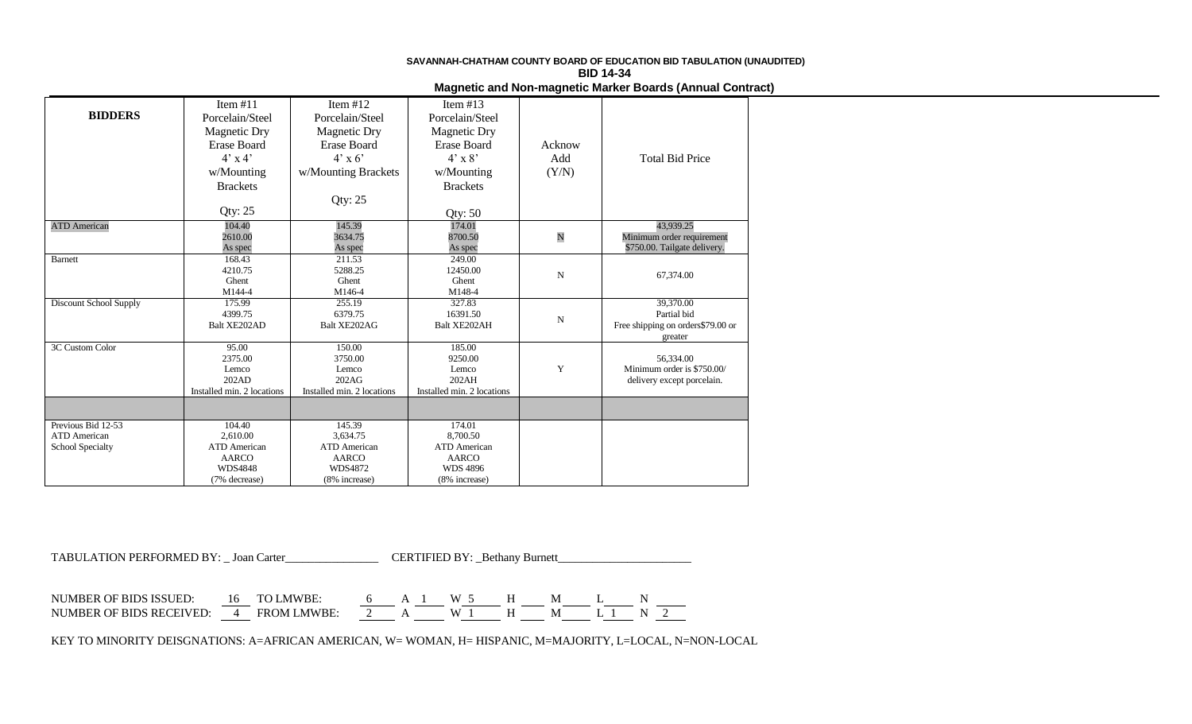**SAVANNAH-CHATHAM COUNTY BOARD OF EDUCATION BID TABULATION (UNAUDITED)**
**BID 14-34**
**Magnetic and Non-magnetic Marker Boards (Annual Contract)**

| BIDDERS | Item #11 Porcelain/Steel Magnetic Dry Erase Board 4' x 4' w/Mounting Brackets Qty: 25 | Item #12 Porcelain/Steel Magnetic Dry Erase Board 4' x 6' w/Mounting Brackets Qty: 25 | Item #13 Porcelain/Steel Magnetic Dry Erase Board 4' x 8' w/Mounting Brackets Qty: 50 | Acknow Add (Y/N) | Total Bid Price |
|---|---|---|---|---|---|
| ATD American | 104.40<br>2610.00<br>As spec | 145.39<br>3634.75<br>As spec | 174.01<br>8700.50<br>As spec | N | 43,939.25<br>Minimum order requirement $750.00. Tailgate delivery. |
| Barnett | 168.43<br>4210.75<br>Ghent<br>M144-4 | 211.53<br>5288.25<br>Ghent<br>M146-4 | 249.00<br>12450.00<br>Ghent<br>M148-4 | N | 67,374.00 |
| Discount School Supply | 175.99<br>4399.75<br>Balt XE202AD | 255.19<br>6379.75<br>Balt XE202AG | 327.83<br>16391.50<br>Balt XE202AH | N | 39,370.00<br>Partial bid<br>Free shipping on orders$79.00 or greater |
| 3C Custom Color | 95.00<br>2375.00<br>Lemco<br>202AD<br>Installed min. 2 locations | 150.00<br>3750.00<br>Lemco<br>202AG<br>Installed min. 2 locations | 185.00<br>9250.00<br>Lemco<br>202AH<br>Installed min. 2 locations | Y | 56,334.00<br>Minimum order is $750.00/ delivery except porcelain. |
| | | | | | |
| Previous Bid 12-53<br>ATD American<br>School Specialty | 104.40<br>2,610.00<br>ATD American<br>AARCO<br>WDS4848<br>(7% decrease) | 145.39<br>3,634.75<br>ATD American<br>AARCO<br>WDS4872<br>(8% increase) | 174.01<br>8,700.50<br>ATD American<br>AARCO<br>WDS 4896<br>(8% increase) | | |

TABULATION PERFORMED BY: _ Joan Carter________________ CERTIFIED BY: _Bethany Burnett_______________________

NUMBER OF BIDS ISSUED: 16 TO LMWBE: 6 A 1 W 5 H ___ M ___ L ___ N ___
NUMBER OF BIDS RECEIVED: 4 FROM LMWBE: 2 A ___ W 1 H ___ M ___ L 1 N 2

KEY TO MINORITY DEISGNATIONS: A=AFRICAN AMERICAN, W= WOMAN, H= HISPANIC, M=MAJORITY, L=LOCAL, N=NON-LOCAL